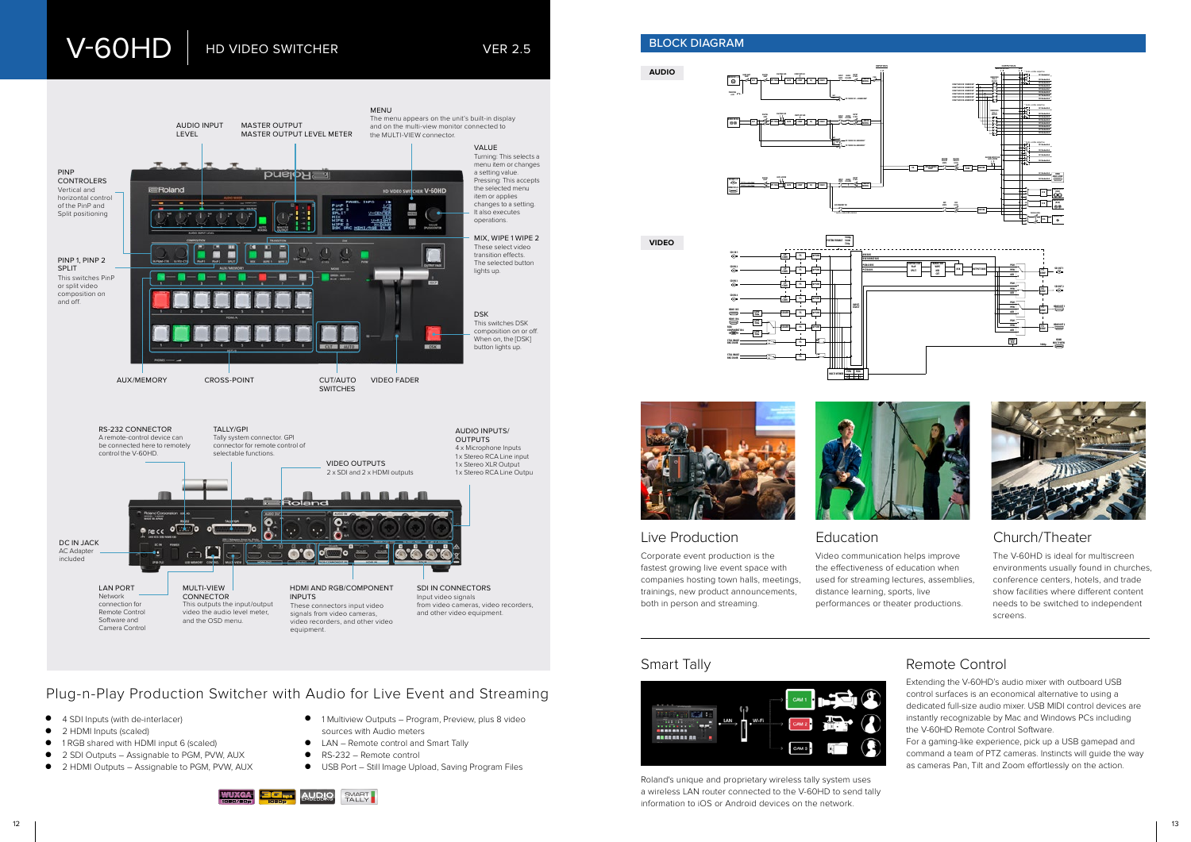# V-60HD

## HD VIDEO SWITCHER

VER 2.5

**AUDIO INPUT LEVEL**

**MASTER OUTPUT**
**MASTER OUTPUT LEVEL METER**

**MENU**
The menu appears on the unit's built-in display and on the multi-view monitor connected to the MULTI-VIEW connector.

**VALUE**
Turning: This selects a menu item or changes a setting value.
Pressing: This accepts the selected menu item or applies changes to a setting.
It also executes operations.

**PINP CONTROLERS**
Vertical and horizontal control of the PinP and Split positioning

**PINP 1, PINP 2 SPLIT**
This switches PinP or split video composition on and off.

**MIX, WIPE 1 WIPE 2**
These select video transition effects.
The selected button lights up.

**DSK**
This switches DSK composition on or off.
When on, the [DSK] button lights up.

**AUX/MEMORY**

**CROSS-POINT**

**CUT/AUTO SWITCHES**

**VIDEO FADER**

**RS-232 CONNECTOR**
A remote-control device can be connected here to remotely control the V-60HD.

**TALLY/GPI**
Tally system connector. GPI connector for remote control of selectable functions.

**VIDEO OUTPUTS**
2 x SDI and 2 x HDMI outputs

**AUDIO INPUTS/ OUTPUTS**
4 x Microphone Inputs
1 x Stereo RCA Line input
1 x Stereo XLR Output
1 x Stereo RCA Line Outpu

**DC IN JACK**
AC Adapter included

**LAN PORT**
Network connection for Remote Control Software and Camera Control

**MULTI-VIEW CONNECTOR**
This outputs the input/output video the audio level meter, and the OSD menu.

**HDMI AND RGB/COMPONENT INPUTS**
These connectors input video signals from video cameras, video recorders, and other video equipment.

**SDI IN CONNECTORS**
Input video signals from video cameras, video recorders, and other video equipment.

## Plug-n-Play Production Switcher with Audio for Live Event and Streaming

- 4 SDI Inputs (with de-interlacer)
- 2 HDMI Inputs (scaled)
- 1 RGB shared with HDMI input 6 (scaled)
- 2 SDI Outputs – Assignable to PGM, PVW, AUX
- 2 HDMI Outputs – Assignable to PGM, PVW, AUX
- 1 Multiview Outputs – Program, Preview, plus 8 video sources with Audio meters
- LAN – Remote control and Smart Tally
- RS-232 – Remote control
- USB Port – Still Image Upload, Saving Program Files

## BLOCK DIAGRAM

**AUDIO**

**VIDEO**

### Live Production

Corporate event production is the fastest growing live event space with companies hosting town halls, meetings, trainings, new product announcements, both in person and streaming.

### Education

Video communication helps improve the effectiveness of education when used for streaming lectures, assemblies, distance learning, sports, live performances or theater productions.

### Church/Theater

The V-60HD is ideal for multiscreen environments usually found in churches, conference centers, hotels, and trade show facilities where different content needs to be switched to independent screens.

### Smart Tally

Roland's unique and proprietary wireless tally system uses a wireless LAN router connected to the V-60HD to send tally information to iOS or Android devices on the network.

### Remote Control

Extending the V-60HD's audio mixer with outboard USB control surfaces is an economical alternative to using a dedicated full-size audio mixer. USB MIDI control devices are instantly recognizable by Mac and Windows PCs including the V-60HD Remote Control Software.

For a gaming-like experience, pick up a USB gamepad and command a team of PTZ cameras. Instincts will guide the way as cameras Pan, Tilt and Zoom effortlessly on the action.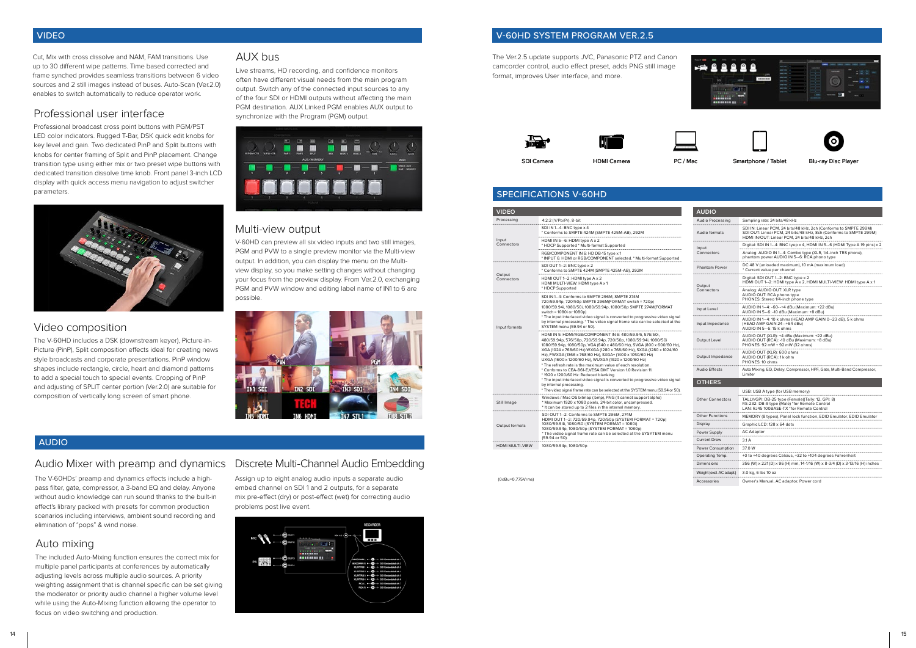## VIDEO

Cut, Mix with cross dissolve and NAM, FAM transitions. Use up to 30 different wipe patterns. Time based corrected and frame synched provides seamless transitions between 6 video sources and 2 still images instead of buses. Auto-Scan (Ver.2.0) enables to switch automatically to reduce operator work.

### Professional user interface

Professional broadcast cross point buttons with PGM/PST LED color indicators. Rugged T-Bar, DSK quick edit knobs for key level and gain. Two dedicated PinP and Split buttons with knobs for center framing of Split and PinP placement. Change transition type using either mix or two preset wipe buttons with dedicated transition dissolve time knob. Front panel 3-inch LCD display with quick access menu navigation to adjust switcher parameters.

### Video composition

The V-60HD includes a DSK (downstream keyer), Picture-in-Picture (PinP), Split composition effects ideal for creating news style broadcasts and corporate presentations. PinP window shapes include rectangle, circle, heart and diamond patterns to add a special touch to special events. Cropping of PinP and adjusting of SPLIT center portion (Ver.2.0) are suitable for composition of vertically long screen of smart phone.

### AUX bus

Live streams, HD recording, and confidence monitors often have different visual needs from the main program output. Switch any of the connected input sources to any of the four SDI or HDMI outputs without affecting the main PGM destination. AUX Linked PGM enables AUX output to synchronize with the Program (PGM) output.

### Multi-view output

V-60HD can preview all six video inputs and two still images, PGM and PVW to a single preview monitor via the Multi-view output. In addition, you can display the menu on the Multi-view display, so you make setting changes without changing your focus from the preview display. From Ver.2.0, exchanging PGM and PVW window and editing label name of IN1 to 6 are possible.

## AUDIO

### Audio Mixer with preamp and dynamics

The V-60HDs' preamp and dynamics effects include a high-pass filter, gate, compressor, a 3-band EQ and delay. Anyone without audio knowledge can run sound thanks to the built-in effect's library packed with presets for common production scenarios including interviews, ambient sound recording and elimination of "pops" & wind noise.

### Auto mixing

The included Auto-Mixing function ensures the correct mix for multiple panel participants at conferences by automatically adjusting levels across multiple audio sources. A priority weighting assignment that is channel specific can be set giving the moderator or priority audio channel a higher volume level while using the Auto-Mixing function allowing the operator to focus on video switching and production.

### Discrete Multi-Channel Audio Embedding

Assign up to eight analog audio inputs a separate audio embed channel on SDI 1 and 2 outputs, for a separate mix pre-effect (dry) or post-effect (wet) for correcting audio problems post live event.

## V-60HD SYSTEM PROGRAM VER.2.5

The Ver.2.5 update supports JVC, Panasonic PTZ and Canon camcorder control, audio effect preset, adds PNG still image format, improves User interface, and more.

SDI Camera
HDMI Camera
PC / Mac
Smartphone / Tablet
Blu-ray Disc Player

## SPECIFICATIONS V-60HD

### VIDEO

| | |
|---|---|
| Processing | 4:2:2 (Y/Pb/Pr), 8-bit |
| Input Connectors | SDI IN 1--4: BNC type x 4<br>* Conforms to SMPTE 424M (SMPTE 425M-AB), 292M<br>HDMI IN 5--6: HDMI type A x 2<br>* HDCP Supported * Multi-format Supported<br>RGB/COMPONENT IN 6: HD DB-15 type x 1<br>* INPUT 6: HDMI or RGB/COMPONENT selected. * Multi-format Supported |
| Output Connectors | SDI OUT 1--2: BNC type x 2<br>* Conforms to SMPTE 424M (SMPTE 425M-AB), 292M<br>HDMI OUT 1--2: HDMI type A x 2<br>HDMI MULTI-VIEW: HDMI type A x 1<br>* HDCP Supported |
| Input formats | SDI IN 1--4: Conforms to SMPTE 296M, SMPTE 274M<br>720/59.94p, 720/50p SMPTE 296M(FORMAT switch = 720p)<br>1080/59.94i, 1080/50i, 1080/59.94p, 1080/50p SMPTE 274M(FORMAT switch = 1080i or 1080p)<br>* The input interlaced video signal is converted to progressive video signal by internal processing. * The video signal frame rate can be selected at the SYSTEM menu (59.94 or 50).<br>HDMI IN 5: HDMI/RGB/COMPONENT IN 6: 480/59.94i, 576/50i, 480/59.94p, 576/50p, 720/59.94p, 720/50p, 1080/59.94i, 1080/50i 1080/59.94p, 1080/50p, VGA (640 x 480/60 Hz), SVGA (800 x 600/60 Hz), XGA (1024 x 768/60 Hz) WXGA (1280 x 768/60 Hz), SXGA (1280 x 1024/60 Hz), FWXGA (1366 x 768/60 Hz), SXGA+ (1400 x 1050/60 Hz) UXGA (1600 x 1200/60 Hz), WUXGA (1920 x 1200/60 Hz)<br>* The refresh rate is the maximum value of each resolution.<br>* Conforms to CEA-861-E,VESA DMT Version 1.0 Revision 11.<br>* 1920 x 1200/60 Hz: Reduced blanking<br>* The input interlaced video signal is converted to progressive video signal by internal processing.<br>* The video signal frame rate can be selected at the SYSTEM menu (59.94 or 50). |
| Still Image | Windows / Mac OS bitmap (.bmp), PNG (It cannot support alpha)<br>* Maximum 1920 x 1080 pixels, 24-bit color, uncompressed.<br>* It can be stored up to 2 files in the internal memory. |
| Output formats | SDI OUT 1--2: Conforms to SMPTE 296M, 274M<br>HDMI OUT 1--2: 720/59.94p, 720/50p (SYSTEM FORMAT = 720p)<br>1080/59.94i, 1080/50i (SYSTEM FORMAT = 1080i)<br>1080/59.94p, 1080/50p (SYSTEM FORMAT = 1080p)<br>* The video signal frame rate can be selected at the SYSYTEM menu (59.94 or 50). |
| HDMI MULTI-VIEW | 1080/59.94p, 1080/50p |

(0dBu=0.775Vrms)

### AUDIO

| | |
|---|---|
| Audio Processing | Sampling rate: 24 bits/48 kHz |
| Audio formats | SDI IN: Linear PCM, 24 bits/48 kHz, 2ch (Conforms to SMPTE 299M)<br>SDI OUT: Linear PCM, 24 bits/48 kHz, 8ch (Conforms to SMPTE 299M)<br>HDMI IN/OUT: Linear PCM, 24 bits/48 kHz, 2ch |
| Input Connectors | Digital: SDI IN 1--4: BNC type x 4, HDMI IN 5--6 (HDMI Type A 19 pins) x 2<br>Analog: AUDIO IN 1--4: Combo type (XLR, 1/4-inch TRS phone), phantom power AUDIO IN 5--6: RCA phone type |
| Phantom Power | DC 48 V (unloaded maximum), 10 mA (maximum load)<br>* Current value per channel |
| Output Connectors | Digital: SDI OUT 1--2: BNC type x 2<br>HDMI OUT 1--2: HDMI type A x 2, HDMI MULTI-VIEW: HDMI type A x 1<br>Analog: AUDIO OUT: XLR type<br>AUDIO OUT: RCA phono type<br>PHONES: Stereo 1/4-inch phone type |
| Input Level | AUDIO IN 1--4: -60--+4 dBu (Maximum: +22 dBu)<br>AUDIO IN 5--6: -10 dBu (Maximum: +8 dBu) |
| Input Impedance | AUDIO IN 1--4: 10 k ohms (HEAD AMP GAIN 0--23 dB), 5 k ohms (HEAD AMP GAIN 24--+64 dBu)<br>AUDIO IN 5--6: 15 k ohms |
| Output Level | AUDIO OUT (XLR): +4 dBu (Maximum: +22 dBu)<br>AUDIO OUT (RCA): -10 dBu (Maximum: +8 dBu)<br>PHONES: 92 mW + 92 mW (32 ohms) |
| Output Impedance | AUDIO OUT (XLR): 600 ohms<br>AUDIO OUT (RCA): 1 k ohm<br>PHONES: 10 ohms |
| Audio Effects | Auto Mixing, EQ, Delay, Compressor, HPF, Gate, Multi-Band Compressor, Limiter |

### OTHERS

| | |
|---|---|
| Other Connectors | USB: USB A type (for USB memory)<br>TALLY/GPI: DB-25 type (Female)(Tally: 12, GPI: 8)<br>RS-232: DB-9 type (Male) *for Remote Control<br>LAN: RJ45 100BASE-TX *for Remote Control |
| Other Functions | MEMORY (8 types), Panel lock function, EDID Emulator, EDID Emulator |
| Display | Graphic LCD: 128 x 64 dots |
| Power Supply | AC Adaptor |
| Current Draw | 3.1 A |
| Power Consumption | 37.0 W |
| Operating Temp. | +0 to +40 degrees Celsius, +32 to +104 degrees Fahrenheit |
| Dimensions | 356 (W) x 221 (D) x 96 (H) mm, 14-1/16 (W) x 8-3/4 (D) x 3-13/16 (H) inches |
| Weight (excl. AC adapt.) | 3.0 kg, 6 lbs 10 oz |
| Accessories | Owner's Manual, AC adaptor, Power cord |